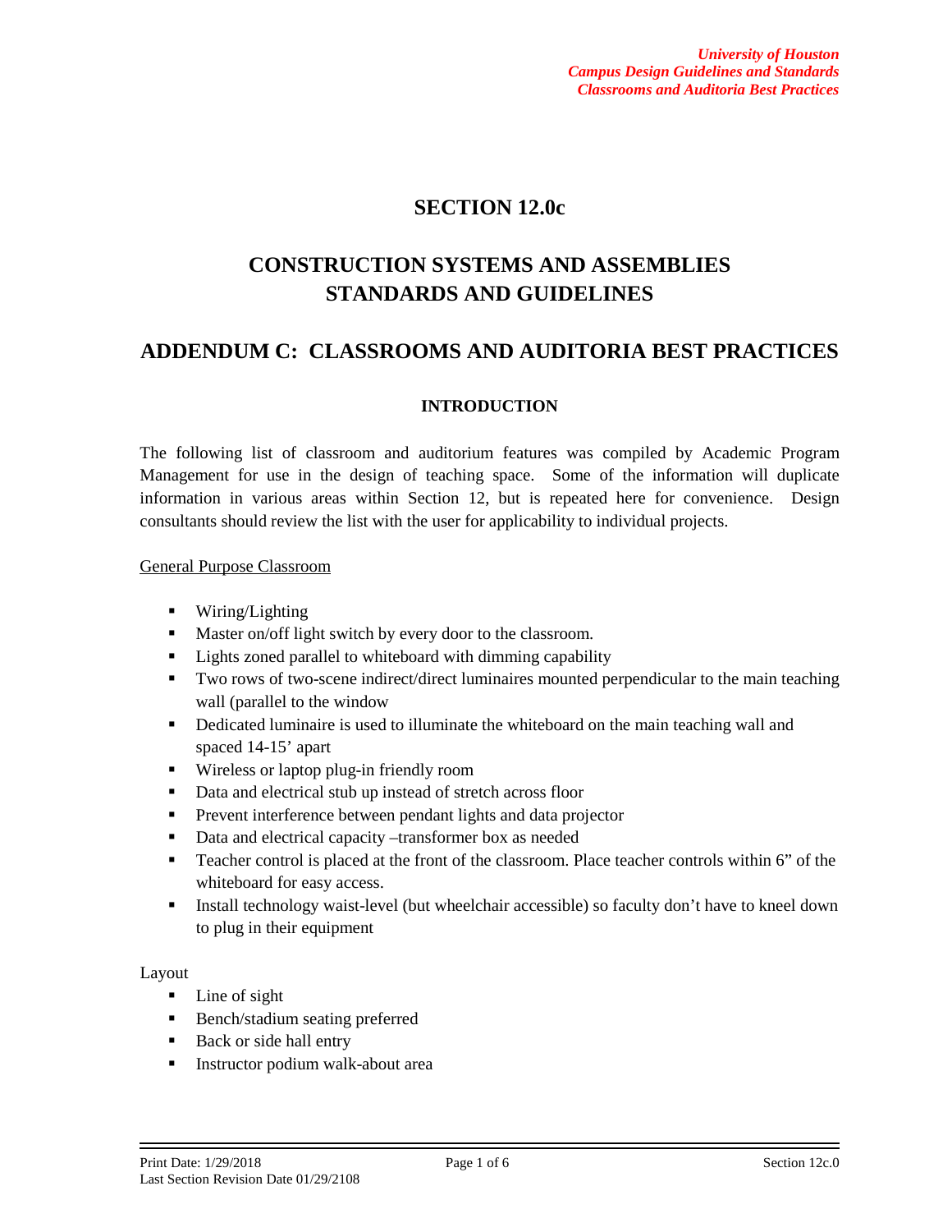# SECTION 12.0c

# CONSTRUCTION SYSTEMS AND ASSEMBLIES STANDARDS AND GUIDELINES

## ADDENDUM C: CLASSROOMS AND AUDITORIA BEST PRACTICES

### INTRODUCTION

The following list of classroom and auditorium features was compiled by Academic Program Management for use in the design of teaching space. Some of the information will duplicate information in various areas within Section 12, but is repeated here for convenience. Design consultants should review the list with the user for applicability to individual projects.

General Purpose Classroom

- Wiring/Lighting
- Master on/off light switch by every door to the classroom.
- Lights zoned parallel to whiteboard with dimming capability
- Two rows of two-scene indirect/direct luminaires mounted perpendicular to the main teaching wall (parallel to the window
- Dedicated luminaire is used to illuminate the whiteboard on the main teaching wall and spaced 14-15' apart
- Wireless or laptop plug-in friendly room
- Data and electrical stub up instead of stretch across floor
- Prevent interference between pendant lights and data projector
- Data and electrical capacity –transformer box as needed
- Teacher control is placed at the front of the classroom. Place teacher controls within 6" of the whiteboard for easy access.
- Install technology waist-level (but wheelchair accessible) so faculty don't have to kneel down to plug in their equipment

Layout

- Line of sight
- Bench/stadium seating preferred
- Back or side hall entry
- Instructor podium walk-about area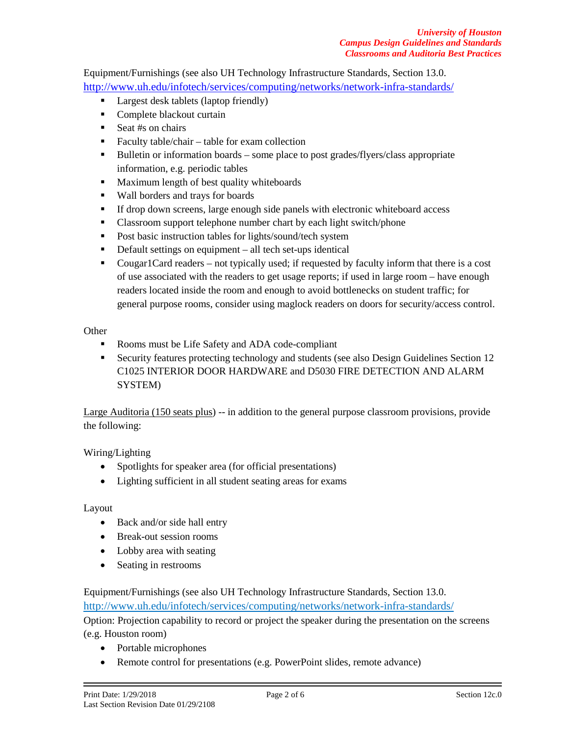Equipment/Furnishings (see also UH Technology Infrastructure Standards, Section 13.0. http://www.uh.edu/infotech/services/computing/networks/network-infra-standards/

- Largest desk tablets (laptop friendly)
- Complete blackout curtain
- Seat #s on chairs
- Faculty table/chair – table for exam collection
- Bulletin or information boards – some place to post grades/flyers/class appropriate information, e.g. periodic tables
- Maximum length of best quality whiteboards
- Wall borders and trays for boards
- If drop down screens, large enough side panels with electronic whiteboard access
- Classroom support telephone number chart by each light switch/phone
- Post basic instruction tables for lights/sound/tech system
- Default settings on equipment – all tech set-ups identical
- Cougar1Card readers – not typically used; if requested by faculty inform that there is a cost of use associated with the readers to get usage reports; if used in large room – have enough readers located inside the room and enough to avoid bottlenecks on student traffic; for general purpose rooms, consider using maglock readers on doors for security/access control.

Other

- Rooms must be Life Safety and ADA code-compliant
- Security features protecting technology and students (see also Design Guidelines Section 12 C1025 INTERIOR DOOR HARDWARE and D5030 FIRE DETECTION AND ALARM SYSTEM)

<u>Large Auditoria (150 seats plus</u>) -- in addition to the general purpose classroom provisions, provide the following:

Wiring/Lighting

- Spotlights for speaker area (for official presentations)
- Lighting sufficient in all student seating areas for exams

Layout

- Back and/or side hall entry
- Break-out session rooms
- Lobby area with seating
- Seating in restrooms

Equipment/Furnishings (see also UH Technology Infrastructure Standards, Section 13.0. http://www.uh.edu/infotech/services/computing/networks/network-infra-standards/

Option: Projection capability to record or project the speaker during the presentation on the screens (e.g. Houston room)

- Portable microphones
- Remote control for presentations (e.g. PowerPoint slides, remote advance)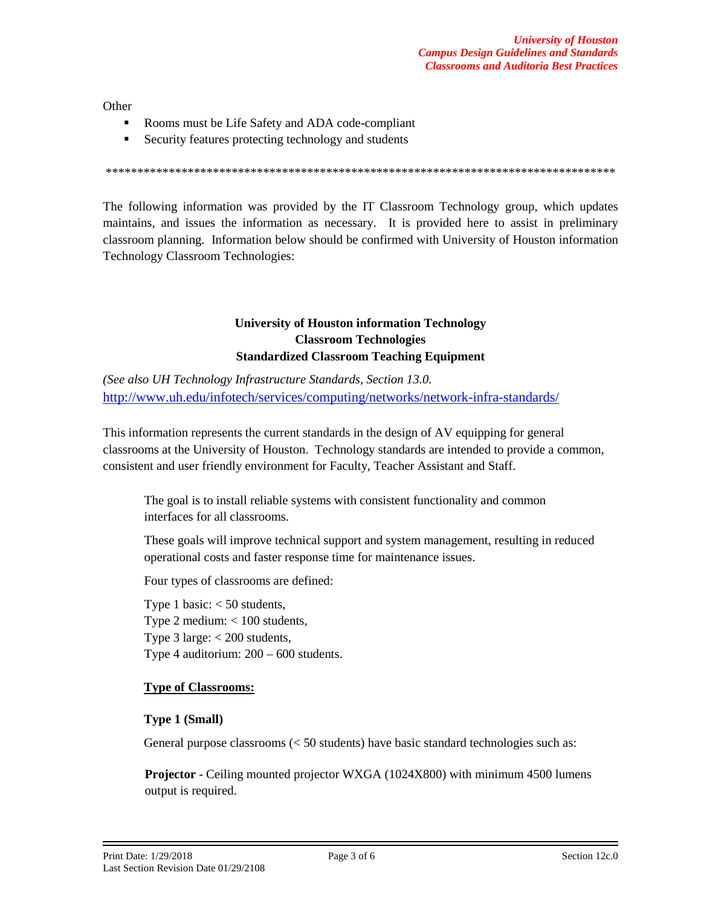Other

- Rooms must be Life Safety and ADA code-compliant
- Security features protecting technology and students

**********************************************************************************

The following information was provided by the IT Classroom Technology group, which updates maintains, and issues the information as necessary. It is provided here to assist in preliminary classroom planning. Information below should be confirmed with University of Houston information Technology Classroom Technologies:

**University of Houston information Technology**
**Classroom Technologies**
**Standardized Classroom Teaching Equipment**

*(See also UH Technology Infrastructure Standards, Section 13.0.*
http://www.uh.edu/infotech/services/computing/networks/network-infra-standards/

This information represents the current standards in the design of AV equipping for general classrooms at the University of Houston. Technology standards are intended to provide a common, consistent and user friendly environment for Faculty, Teacher Assistant and Staff.

The goal is to install reliable systems with consistent functionality and common interfaces for all classrooms.

These goals will improve technical support and system management, resulting in reduced operational costs and faster response time for maintenance issues.

Four types of classrooms are defined:

Type 1 basic: < 50 students,
Type 2 medium: < 100 students,
Type 3 large: < 200 students,
Type 4 auditorium: 200 – 600 students.

**Type of Classrooms:**

**Type 1 (Small)**

General purpose classrooms (< 50 students) have basic standard technologies such as:

**Projector** - Ceiling mounted projector WXGA (1024X800) with minimum 4500 lumens output is required.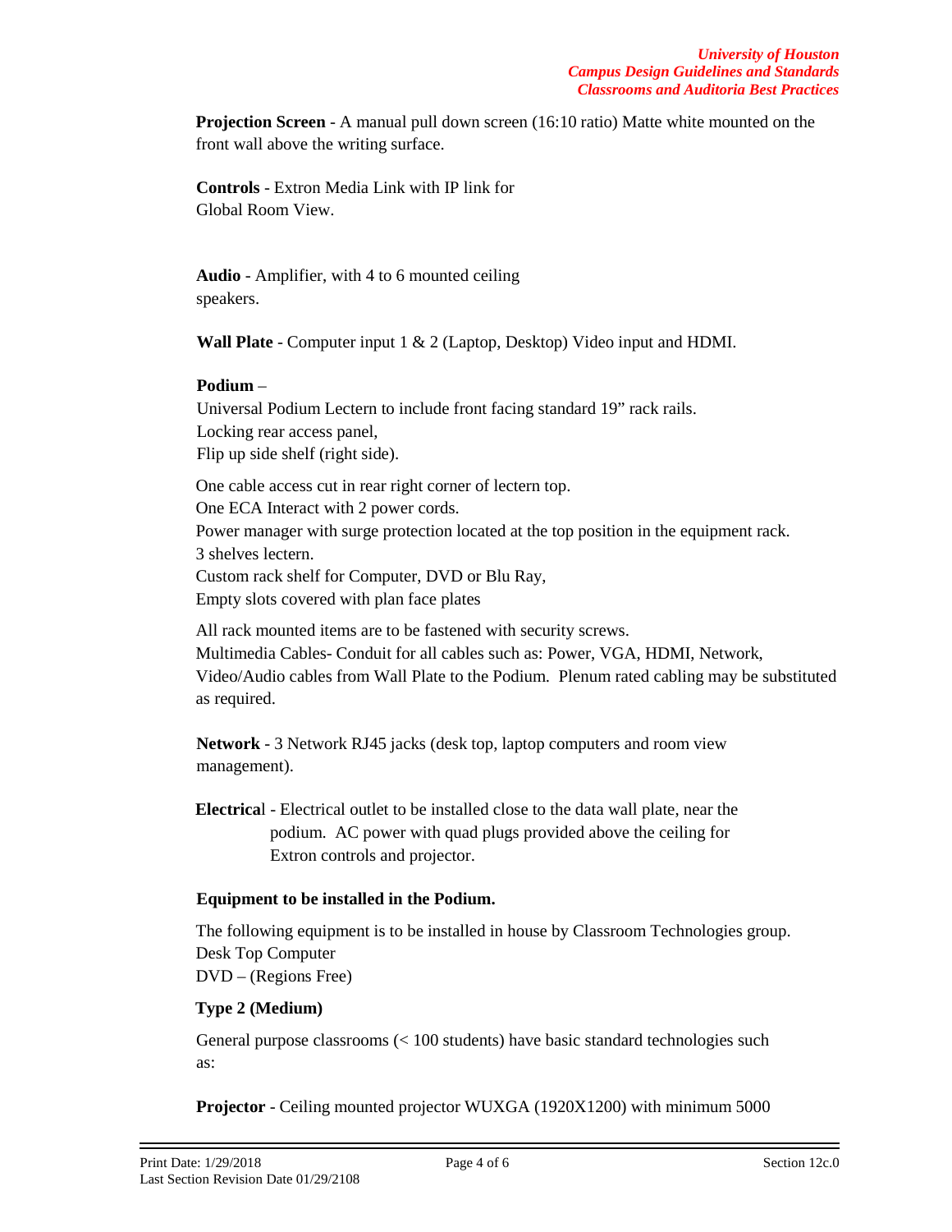**Projection Screen** - A manual pull down screen (16:10 ratio) Matte white mounted on the front wall above the writing surface.

**Controls** - Extron Media Link with IP link for Global Room View.

**Audio** - Amplifier, with 4 to 6 mounted ceiling speakers.

**Wall Plate** - Computer input 1 & 2 (Laptop, Desktop) Video input and HDMI.

**Podium** –
Universal Podium Lectern to include front facing standard 19" rack rails.
Locking rear access panel,
Flip up side shelf (right side).

One cable access cut in rear right corner of lectern top.
One ECA Interact with 2 power cords.
Power manager with surge protection located at the top position in the equipment rack.
3 shelves lectern.
Custom rack shelf for Computer, DVD or Blu Ray,
Empty slots covered with plan face plates

All rack mounted items are to be fastened with security screws.
Multimedia Cables- Conduit for all cables such as: Power, VGA, HDMI, Network, Video/Audio cables from Wall Plate to the Podium. Plenum rated cabling may be substituted as required.

**Network** - 3 Network RJ45 jacks (desk top, laptop computers and room view management).

**Electrical** - Electrical outlet to be installed close to the data wall plate, near the podium. AC power with quad plugs provided above the ceiling for Extron controls and projector.

**Equipment to be installed in the Podium.**

The following equipment is to be installed in house by Classroom Technologies group.
Desk Top Computer
DVD – (Regions Free)

**Type 2 (Medium)**

General purpose classrooms (< 100 students) have basic standard technologies such as:

**Projector** - Ceiling mounted projector WUXGA (1920X1200) with minimum 5000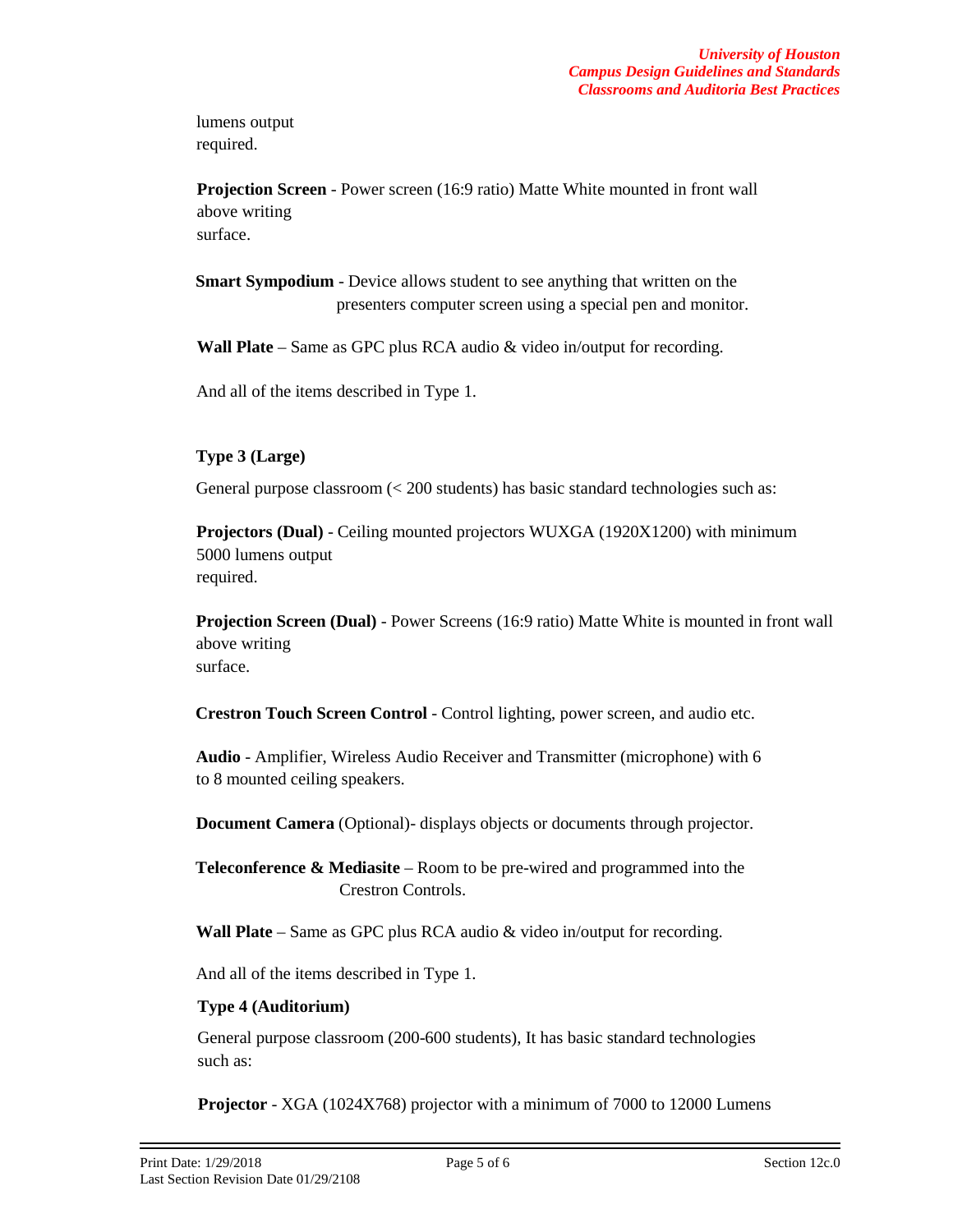lumens output
required.

**Projection Screen** - Power screen (16:9 ratio) Matte White mounted in front wall above writing surface.

**Smart Sympodium** - Device allows student to see anything that written on the presenters computer screen using a special pen and monitor.

**Wall Plate** – Same as GPC plus RCA audio & video in/output for recording.

And all of the items described in Type 1.

**Type 3 (Large)**

General purpose classroom (< 200 students) has basic standard technologies such as:

**Projectors (Dual)** - Ceiling mounted projectors WUXGA (1920X1200) with minimum 5000 lumens output required.

**Projection Screen (Dual)** - Power Screens (16:9 ratio) Matte White is mounted in front wall above writing surface.

**Crestron Touch Screen Control** - Control lighting, power screen, and audio etc.

**Audio** - Amplifier, Wireless Audio Receiver and Transmitter (microphone) with 6 to 8 mounted ceiling speakers.

**Document Camera** (Optional)- displays objects or documents through projector.

**Teleconference & Mediasite** – Room to be pre-wired and programmed into the Crestron Controls.

**Wall Plate** – Same as GPC plus RCA audio & video in/output for recording.

And all of the items described in Type 1.

**Type 4 (Auditorium)**

General purpose classroom (200-600 students), It has basic standard technologies such as:

**Projector** - XGA (1024X768) projector with a minimum of 7000 to 12000 Lumens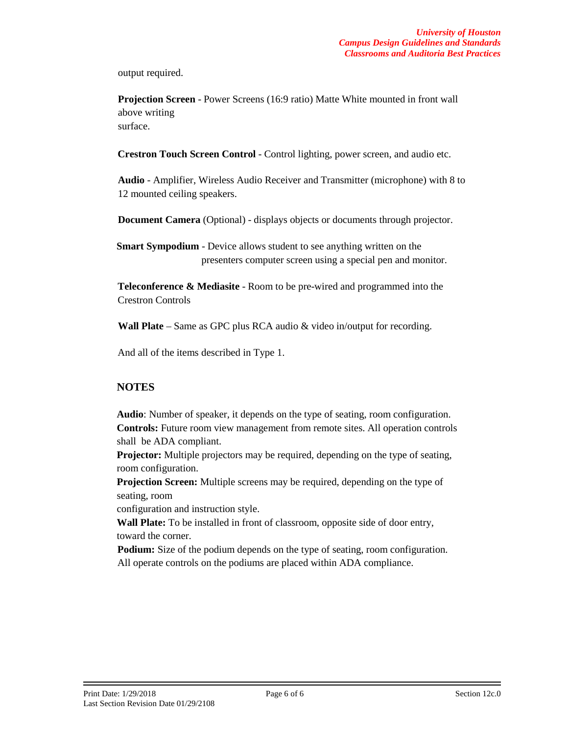output required.

**Projection Screen** - Power Screens (16:9 ratio) Matte White mounted in front wall above writing surface.

**Crestron Touch Screen Control** - Control lighting, power screen, and audio etc.

**Audio** - Amplifier, Wireless Audio Receiver and Transmitter (microphone) with 8 to 12 mounted ceiling speakers.

**Document Camera** (Optional) - displays objects or documents through projector.

**Smart Sympodium** - Device allows student to see anything written on the presenters computer screen using a special pen and monitor.

**Teleconference & Mediasite** - Room to be pre-wired and programmed into the Crestron Controls

**Wall Plate** – Same as GPC plus RCA audio & video in/output for recording.

And all of the items described in Type 1.

## NOTES

**Audio**: Number of speaker, it depends on the type of seating, room configuration.
**Controls:** Future room view management from remote sites. All operation controls shall be ADA compliant.
**Projector:** Multiple projectors may be required, depending on the type of seating, room configuration.
**Projection Screen:** Multiple screens may be required, depending on the type of seating, room configuration and instruction style.
**Wall Plate:** To be installed in front of classroom, opposite side of door entry, toward the corner.
**Podium:** Size of the podium depends on the type of seating, room configuration. All operate controls on the podiums are placed within ADA compliance.